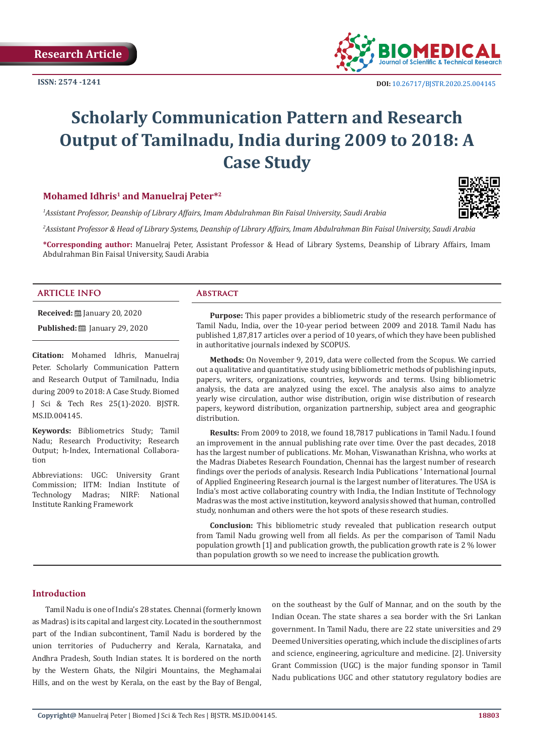Research Article

ISSN: 2574 -1241

DOI: 10.26717/BJSTR.2020.25.004145

# Scholarly Communication Pattern and Research Output of Tamilnadu, India during 2009 to 2018: A Case Study

**Mohamed Idhris[1] and Manuelraj Peter*[2]**

*[1]Assistant Professor, Deanship of Library Affairs, Imam Abdulrahman Bin Faisal University, Saudi Arabia*

*[2]Assistant Professor & Head of Library Systems, Deanship of Library Affairs, Imam Abdulrahman Bin Faisal University, Saudi Arabia*

**\*Corresponding author:** Manuelraj Peter, Assistant Professor & Head of Library Systems, Deanship of Library Affairs, Imam Abdulrahman Bin Faisal University, Saudi Arabia

## ARTICLE INFO

**Received:** January 20, 2020

**Published:** January 29, 2020

**Citation:** Mohamed Idhris, Manuelraj Peter. Scholarly Communication Pattern and Research Output of Tamilnadu, India during 2009 to 2018: A Case Study. Biomed J Sci & Tech Res 25(1)-2020. BJSTR. MS.ID.004145.

**Keywords:** Bibliometrics Study; Tamil Nadu; Research Productivity; Research Output; h-Index, International Collaboration

Abbreviations: UGC: University Grant Commission; IITM: Indian Institute of Technology Madras; NIRF: National Institute Ranking Framework

## Abstract

**Purpose:** This paper provides a bibliometric study of the research performance of Tamil Nadu, India, over the 10-year period between 2009 and 2018. Tamil Nadu has published 1,87,817 articles over a period of 10 years, of which they have been published in authoritative journals indexed by SCOPUS.

**Methods:** On November 9, 2019, data were collected from the Scopus. We carried out a qualitative and quantitative study using bibliometric methods of publishing inputs, papers, writers, organizations, countries, keywords and terms. Using bibliometric analysis, the data are analyzed using the excel. The analysis also aims to analyze yearly wise circulation, author wise distribution, origin wise distribution of research papers, keyword distribution, organization partnership, subject area and geographic distribution.

**Results:** From 2009 to 2018, we found 18,7817 publications in Tamil Nadu. I found an improvement in the annual publishing rate over time. Over the past decades, 2018 has the largest number of publications. Mr. Mohan, Viswanathan Krishna, who works at the Madras Diabetes Research Foundation, Chennai has the largest number of research findings over the periods of analysis. Research India Publications ' International Journal of Applied Engineering Research journal is the largest number of literatures. The USA is India's most active collaborating country with India, the Indian Institute of Technology Madras was the most active institution, keyword analysis showed that human, controlled study, nonhuman and others were the hot spots of these research studies.

**Conclusion:** This bibliometric study revealed that publication research output from Tamil Nadu growing well from all fields. As per the comparison of Tamil Nadu population growth [1] and publication growth, the publication growth rate is 2 % lower than population growth so we need to increase the publication growth.

## Introduction

Tamil Nadu is one of India's 28 states. Chennai (formerly known as Madras) is its capital and largest city. Located in the southernmost part of the Indian subcontinent, Tamil Nadu is bordered by the union territories of Puducherry and Kerala, Karnataka, and Andhra Pradesh, South Indian states. It is bordered on the north by the Western Ghats, the Nilgiri Mountains, the Meghamalai Hills, and on the west by Kerala, on the east by the Bay of Bengal, on the southeast by the Gulf of Mannar, and on the south by the Indian Ocean. The state shares a sea border with the Sri Lankan government. In Tamil Nadu, there are 22 state universities and 29 Deemed Universities operating, which include the disciplines of arts and science, engineering, agriculture and medicine. [2]. University Grant Commission (UGC) is the major funding sponsor in Tamil Nadu publications UGC and other statutory regulatory bodies are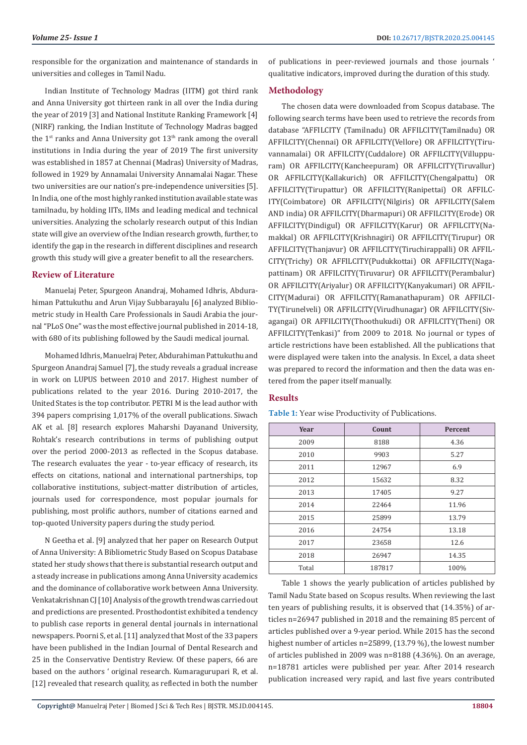responsible for the organization and maintenance of standards in universities and colleges in Tamil Nadu.

Indian Institute of Technology Madras (IITM) got third rank and Anna University got thirteen rank in all over the India during the year of 2019 [3] and National Institute Ranking Framework [4] (NIRF) ranking, the Indian Institute of Technology Madras bagged the 1st ranks and Anna University got 13th rank among the overall institutions in India during the year of 2019 The first university was established in 1857 at Chennai (Madras) University of Madras, followed in 1929 by Annamalai University Annamalai Nagar. These two universities are our nation's pre-independence universities [5]. In India, one of the most highly ranked institution available state was tamilnadu, by holding IITs, IIMs and leading medical and technical universities. Analyzing the scholarly research output of this Indian state will give an overview of the Indian research growth, further, to identify the gap in the research in different disciplines and research growth this study will give a greater benefit to all the researchers.

## Review of Literature

Manuelaj Peter, Spurgeon Anandraj, Mohamed Idhris, Abdurahiman Pattukuthu and Arun Vijay Subbarayalu [6] analyzed Bibliometric study in Health Care Professionals in Saudi Arabia the journal "PLoS One" was the most effective journal published in 2014-18, with 680 of its publishing followed by the Saudi medical journal.

Mohamed Idhris, Manuelraj Peter, Abdurahiman Pattukuthu and Spurgeon Anandraj Samuel [7], the study reveals a gradual increase in work on LUPUS between 2010 and 2017. Highest number of publications related to the year 2016. During 2010-2017, the United States is the top contributor. PETRI M is the lead author with 394 papers comprising 1,017% of the overall publications. Siwach AK et al. [8] research explores Maharshi Dayanand University, Rohtak's research contributions in terms of publishing output over the period 2000-2013 as reflected in the Scopus database. The research evaluates the year - to-year efficacy of research, its effects on citations, national and international partnerships, top collaborative institutions, subject-matter distribution of articles, journals used for correspondence, most popular journals for publishing, most prolific authors, number of citations earned and top-quoted University papers during the study period.

N Geetha et al. [9] analyzed that her paper on Research Output of Anna University: A Bibliometric Study Based on Scopus Database stated her study shows that there is substantial research output and a steady increase in publications among Anna University academics and the dominance of collaborative work between Anna University. Venkatakrishnan CJ [10] Analysis of the growth trend was carried out and predictions are presented. Prosthodontist exhibited a tendency to publish case reports in general dental journals in international newspapers. Poorni S, et al. [11] analyzed that Most of the 33 papers have been published in the Indian Journal of Dental Research and 25 in the Conservative Dentistry Review. Of these papers, 66 are based on the authors ' original research. Kumaragurupari R, et al. [12] revealed that research quality, as reflected in both the number of publications in peer-reviewed journals and those journals ' qualitative indicators, improved during the duration of this study.

## Methodology

The chosen data were downloaded from Scopus database. The following search terms have been used to retrieve the records from database "AFFILCITY (Tamilnadu) OR AFFILCITY(Tamilnadu) OR AFFILCITY(Chennai) OR AFFILCITY(Vellore) OR AFFILCITY(Tiruvannamalai) OR AFFILCITY(Cuddalore) OR AFFILCITY(Villuppuram) OR AFFILCITY(Kancheepuram) OR AFFILCITY(Tiruvallur) OR AFFILCITY(Kallakurich) OR AFFILCITY(Chengalpattu) OR AFFILCITY(Tirupattur) OR AFFILCITY(Ranipettai) OR AFFILCITY(Coimbatore) OR AFFILCITY(Nilgiris) OR AFFILCITY(Salem AND india) OR AFFILCITY(Dharmapuri) OR AFFILCITY(Erode) OR AFFILCITY(Dindigul) OR AFFILCITY(Karur) OR AFFILCITY(Namakkal) OR AFFILCITY(Krishnagiri) OR AFFILCITY(Tirupur) OR AFFILCITY(Thanjavur) OR AFFILCITY(Tiruchirappalli) OR AFFILCITY(Trichy) OR AFFILCITY(Pudukkottai) OR AFFILCITY(Nagapattinam) OR AFFILCITY(Tiruvarur) OR AFFILCITY(Perambalur) OR AFFILCITY(Ariyalur) OR AFFILCITY(Kanyakumari) OR AFFILCITY(Madurai) OR AFFILCITY(Ramanathapuram) OR AFFILCITY(Tirunelveli) OR AFFILCITY(Virudhunagar) OR AFFILCITY(Sivagangai) OR AFFILCITY(Thoothukudi) OR AFFILCITY(Theni) OR AFFILCITY(Tenkasi)" from 2009 to 2018. No journal or types of article restrictions have been established. All the publications that were displayed were taken into the analysis. In Excel, a data sheet was prepared to record the information and then the data was entered from the paper itself manually.

## Results

**Table 1:** Year wise Productivity of Publications.

| Year | Count | Percent |
|---|---|---|
| 2009 | 8188 | 4.36 |
| 2010 | 9903 | 5.27 |
| 2011 | 12967 | 6.9 |
| 2012 | 15632 | 8.32 |
| 2013 | 17405 | 9.27 |
| 2014 | 22464 | 11.96 |
| 2015 | 25899 | 13.79 |
| 2016 | 24754 | 13.18 |
| 2017 | 23658 | 12.6 |
| 2018 | 26947 | 14.35 |
| Total | 187817 | 100% |

Table 1 shows the yearly publication of articles published by Tamil Nadu State based on Scopus results. When reviewing the last ten years of publishing results, it is observed that (14.35%) of articles n=26947 published in 2018 and the remaining 85 percent of articles published over a 9-year period. While 2015 has the second highest number of articles n=25899, (13.79 %), the lowest number of articles published in 2009 was n=8188 (4.36%). On an average, n=18781 articles were published per year. After 2014 research publication increased very rapid, and last five years contributed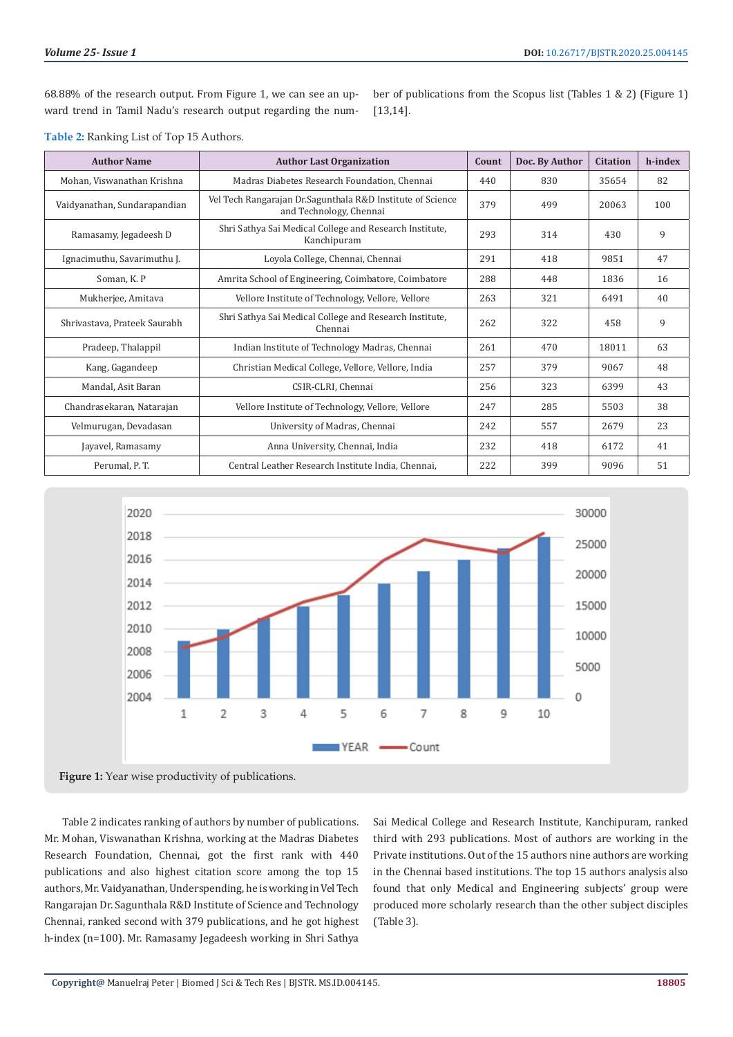68.88% of the research output. From Figure 1, we can see an upward trend in Tamil Nadu's research output regarding the number of publications from the Scopus list (Tables 1 & 2) (Figure 1) [13,14].

**Table 2:** Ranking List of Top 15 Authors.

| Author Name | Author Last Organization | Count | Doc. By Author | Citation | h-index |
|---|---|---|---|---|---|
| Mohan, Viswanathan Krishna | Madras Diabetes Research Foundation, Chennai | 440 | 830 | 35654 | 82 |
| Vaidyanathan, Sundarapandian | Vel Tech Rangarajan Dr.Sagunthala R&D Institute of Science and Technology, Chennai | 379 | 499 | 20063 | 100 |
| Ramasamy, Jegadeesh D | Shri Sathya Sai Medical College and Research Institute, Kanchipuram | 293 | 314 | 430 | 9 |
| Ignacimuthu, Savarimuthu J. | Loyola College, Chennai, Chennai | 291 | 418 | 9851 | 47 |
| Soman, K. P | Amrita School of Engineering, Coimbatore, Coimbatore | 288 | 448 | 1836 | 16 |
| Mukherjee, Amitava | Vellore Institute of Technology, Vellore, Vellore | 263 | 321 | 6491 | 40 |
| Shrivastava, Prateek Saurabh | Shri Sathya Sai Medical College and Research Institute, Chennai | 262 | 322 | 458 | 9 |
| Pradeep, Thalappil | Indian Institute of Technology Madras, Chennai | 261 | 470 | 18011 | 63 |
| Kang, Gagandeep | Christian Medical College, Vellore, Vellore, India | 257 | 379 | 9067 | 48 |
| Mandal, Asit Baran | CSIR-CLRI, Chennai | 256 | 323 | 6399 | 43 |
| Chandrasekaran, Natarajan | Vellore Institute of Technology, Vellore, Vellore | 247 | 285 | 5503 | 38 |
| Velmurugan, Devadasan | University of Madras, Chennai | 242 | 557 | 2679 | 23 |
| Jayavel, Ramasamy | Anna University, Chennai, India | 232 | 418 | 6172 | 41 |
| Perumal, P. T. | Central Leather Research Institute India, Chennai, | 222 | 399 | 9096 | 51 |

**Figure 1:** Year wise productivity of publications.

Table 2 indicates ranking of authors by number of publications. Mr. Mohan, Viswanathan Krishna, working at the Madras Diabetes Research Foundation, Chennai, got the first rank with 440 publications and also highest citation score among the top 15 authors, Mr. Vaidyanathan, Underspending, he is working in Vel Tech Rangarajan Dr. Sagunthala R&D Institute of Science and Technology Chennai, ranked second with 379 publications, and he got highest h-index (n=100). Mr. Ramasamy Jegadeesh working in Shri Sathya Sai Medical College and Research Institute, Kanchipuram, ranked third with 293 publications. Most of authors are working in the Private institutions. Out of the 15 authors nine authors are working in the Chennai based institutions. The top 15 authors analysis also found that only Medical and Engineering subjects' group were produced more scholarly research than the other subject disciples (Table 3).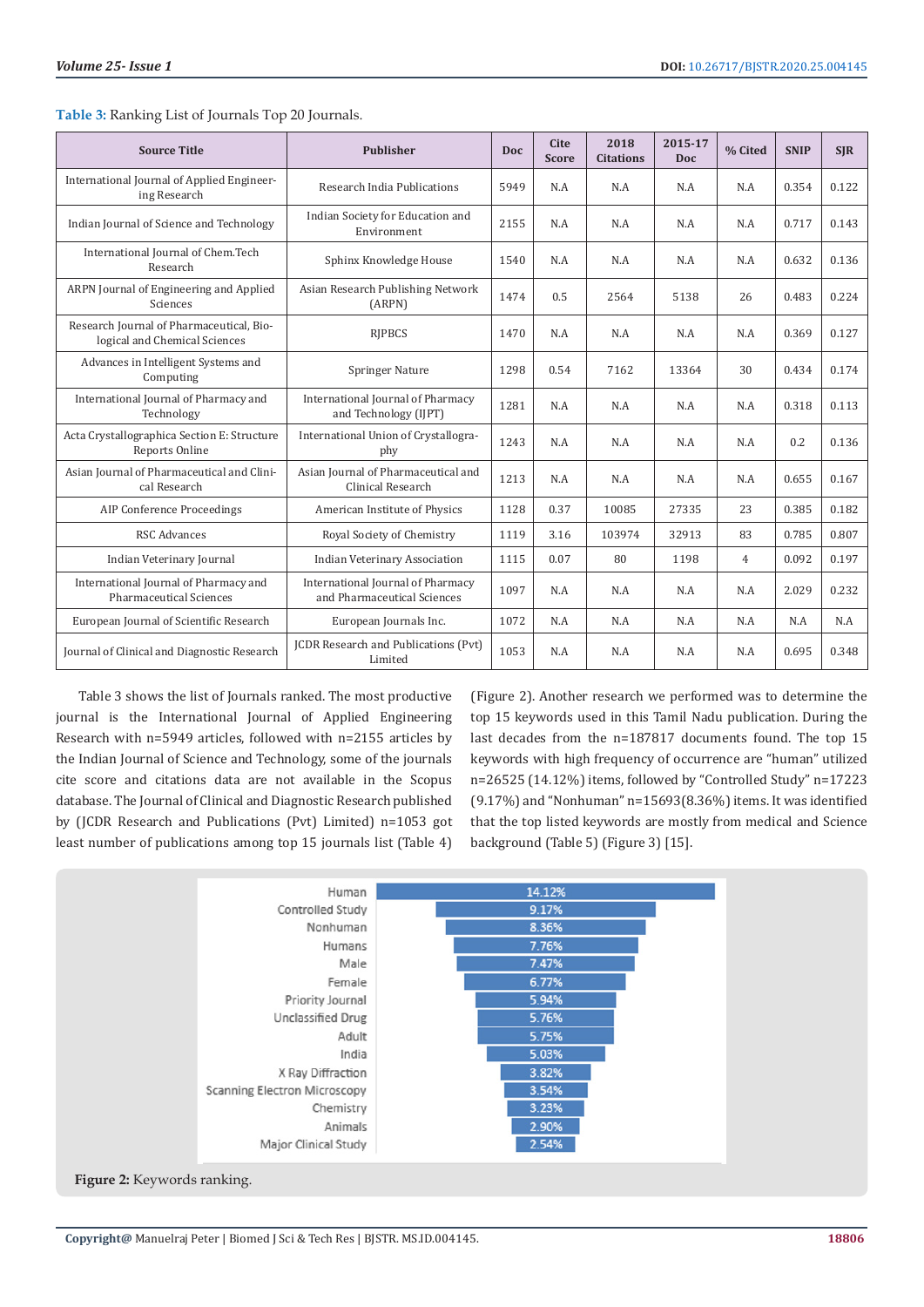**Table 3:** Ranking List of Journals Top 20 Journals.

| Source Title | Publisher | Doc | Cite Score | 2018 Citations | 2015-17 Doc | % Cited | SNIP | SJR |
|---|---|---|---|---|---|---|---|---|
| International Journal of Applied Engineering Research | Research India Publications | 5949 | N.A | N.A | N.A | N.A | 0.354 | 0.122 |
| Indian Journal of Science and Technology | Indian Society for Education and Environment | 2155 | N.A | N.A | N.A | N.A | 0.717 | 0.143 |
| International Journal of Chem.Tech Research | Sphinx Knowledge House | 1540 | N.A | N.A | N.A | N.A | 0.632 | 0.136 |
| ARPN Journal of Engineering and Applied Sciences | Asian Research Publishing Network (ARPN) | 1474 | 0.5 | 2564 | 5138 | 26 | 0.483 | 0.224 |
| Research Journal of Pharmaceutical, Biological and Chemical Sciences | RJPBCS | 1470 | N.A | N.A | N.A | N.A | 0.369 | 0.127 |
| Advances in Intelligent Systems and Computing | Springer Nature | 1298 | 0.54 | 7162 | 13364 | 30 | 0.434 | 0.174 |
| International Journal of Pharmacy and Technology | International Journal of Pharmacy and Technology (IJPT) | 1281 | N.A | N.A | N.A | N.A | 0.318 | 0.113 |
| Acta Crystallographica Section E: Structure Reports Online | International Union of Crystallography | 1243 | N.A | N.A | N.A | N.A | 0.2 | 0.136 |
| Asian Journal of Pharmaceutical and Clinical Research | Asian Journal of Pharmaceutical and Clinical Research | 1213 | N.A | N.A | N.A | N.A | 0.655 | 0.167 |
| AIP Conference Proceedings | American Institute of Physics | 1128 | 0.37 | 10085 | 27335 | 23 | 0.385 | 0.182 |
| RSC Advances | Royal Society of Chemistry | 1119 | 3.16 | 103974 | 32913 | 83 | 0.785 | 0.807 |
| Indian Veterinary Journal | Indian Veterinary Association | 1115 | 0.07 | 80 | 1198 | 4 | 0.092 | 0.197 |
| International Journal of Pharmacy and Pharmaceutical Sciences | International Journal of Pharmacy and Pharmaceutical Sciences | 1097 | N.A | N.A | N.A | N.A | 2.029 | 0.232 |
| European Journal of Scientific Research | European Journals Inc. | 1072 | N.A | N.A | N.A | N.A | N.A | N.A |
| Journal of Clinical and Diagnostic Research | JCDR Research and Publications (Pvt) Limited | 1053 | N.A | N.A | N.A | N.A | 0.695 | 0.348 |

Table 3 shows the list of Journals ranked. The most productive journal is the International Journal of Applied Engineering Research with n=5949 articles, followed with n=2155 articles by the Indian Journal of Science and Technology, some of the journals cite score and citations data are not available in the Scopus database. The Journal of Clinical and Diagnostic Research published by (JCDR Research and Publications (Pvt) Limited) n=1053 got least number of publications among top 15 journals list (Table 4) (Figure 2). Another research we performed was to determine the top 15 keywords used in this Tamil Nadu publication. During the last decades from the n=187817 documents found. The top 15 keywords with high frequency of occurrence are "human" utilized n=26525 (14.12%) items, followed by "Controlled Study" n=17223 (9.17%) and "Nonhuman" n=15693(8.36%) items. It was identified that the top listed keywords are mostly from medical and Science background (Table 5) (Figure 3) [15].

**Figure 2:** Keywords ranking.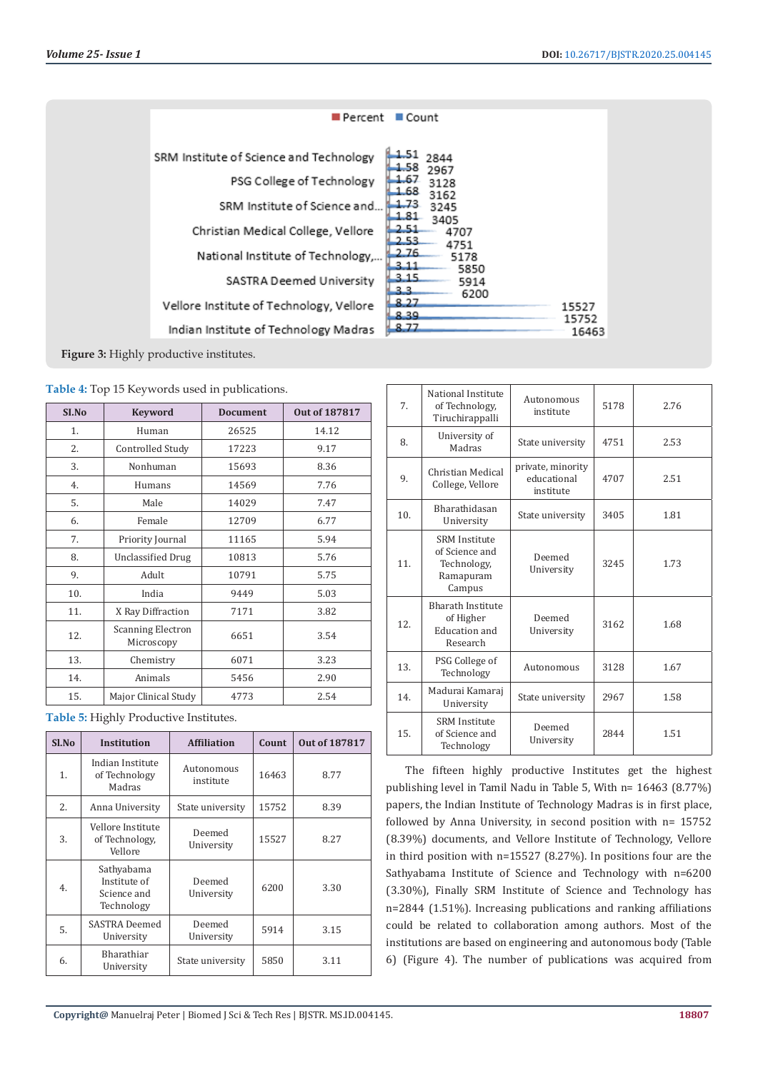Figure 3: Highly productive institutes.

**Table 4:** Top 15 Keywords used in publications.

| Sl.No | Keyword | Document | Out of 187817 |
|---|---|---|---|
| 1. | Human | 26525 | 14.12 |
| 2. | Controlled Study | 17223 | 9.17 |
| 3. | Nonhuman | 15693 | 8.36 |
| 4. | Humans | 14569 | 7.76 |
| 5. | Male | 14029 | 7.47 |
| 6. | Female | 12709 | 6.77 |
| 7. | Priority Journal | 11165 | 5.94 |
| 8. | Unclassified Drug | 10813 | 5.76 |
| 9. | Adult | 10791 | 5.75 |
| 10. | India | 9449 | 5.03 |
| 11. | X Ray Diffraction | 7171 | 3.82 |
| 12. | Scanning Electron Microscopy | 6651 | 3.54 |
| 13. | Chemistry | 6071 | 3.23 |
| 14. | Animals | 5456 | 2.90 |
| 15. | Major Clinical Study | 4773 | 2.54 |

**Table 5:** Highly Productive Institutes.

| Sl.No | Institution | Affiliation | Count | Out of 187817 |
|---|---|---|---|---|
| 1. | Indian Institute of Technology Madras | Autonomous institute | 16463 | 8.77 |
| 2. | Anna University | State university | 15752 | 8.39 |
| 3. | Vellore Institute of Technology, Vellore | Deemed University | 15527 | 8.27 |
| 4. | Sathyabama Institute of Science and Technology | Deemed University | 6200 | 3.30 |
| 5. | SASTRA Deemed University | Deemed University | 5914 | 3.15 |
| 6. | Bharathiar University | State university | 5850 | 3.11 |
| 7. | National Institute of Technology, Tiruchirappalli | Autonomous institute | 5178 | 2.76 |
| 8. | University of Madras | State university | 4751 | 2.53 |
| 9. | Christian Medical College, Vellore | private, minority educational institute | 4707 | 2.51 |
| 10. | Bharathidasan University | State university | 3405 | 1.81 |
| 11. | SRM Institute of Science and Technology, Ramapuram Campus | Deemed University | 3245 | 1.73 |
| 12. | Bharath Institute of Higher Education and Research | Deemed University | 3162 | 1.68 |
| 13. | PSG College of Technology | Autonomous | 3128 | 1.67 |
| 14. | Madurai Kamaraj University | State university | 2967 | 1.58 |
| 15. | SRM Institute of Science and Technology | Deemed University | 2844 | 1.51 |

The fifteen highly productive Institutes get the highest publishing level in Tamil Nadu in Table 5, With n= 16463 (8.77%) papers, the Indian Institute of Technology Madras is in first place, followed by Anna University, in second position with n= 15752 (8.39%) documents, and Vellore Institute of Technology, Vellore in third position with n=15527 (8.27%). In positions four are the Sathyabama Institute of Science and Technology with n=6200 (3.30%), Finally SRM Institute of Science and Technology has n=2844 (1.51%). Increasing publications and ranking affiliations could be related to collaboration among authors. Most of the institutions are based on engineering and autonomous body (Table 6) (Figure 4). The number of publications was acquired from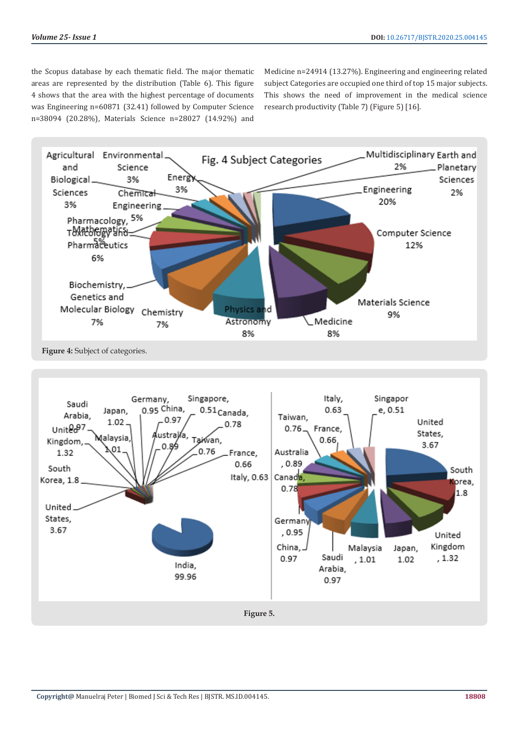the Scopus database by each thematic field. The major thematic areas are represented by the distribution (Table 6). This figure 4 shows that the area with the highest percentage of documents was Engineering n=60871 (32.41) followed by Computer Science n=38094 (20.28%), Materials Science n=28027 (14.92%) and Medicine n=24914 (13.27%). Engineering and engineering related subject Categories are occupied one third of top 15 major subjects. This shows the need of improvement in the medical science research productivity (Table 7) (Figure 5) [16].

**Figure 4:** Subject of categories.

**Figure 5.**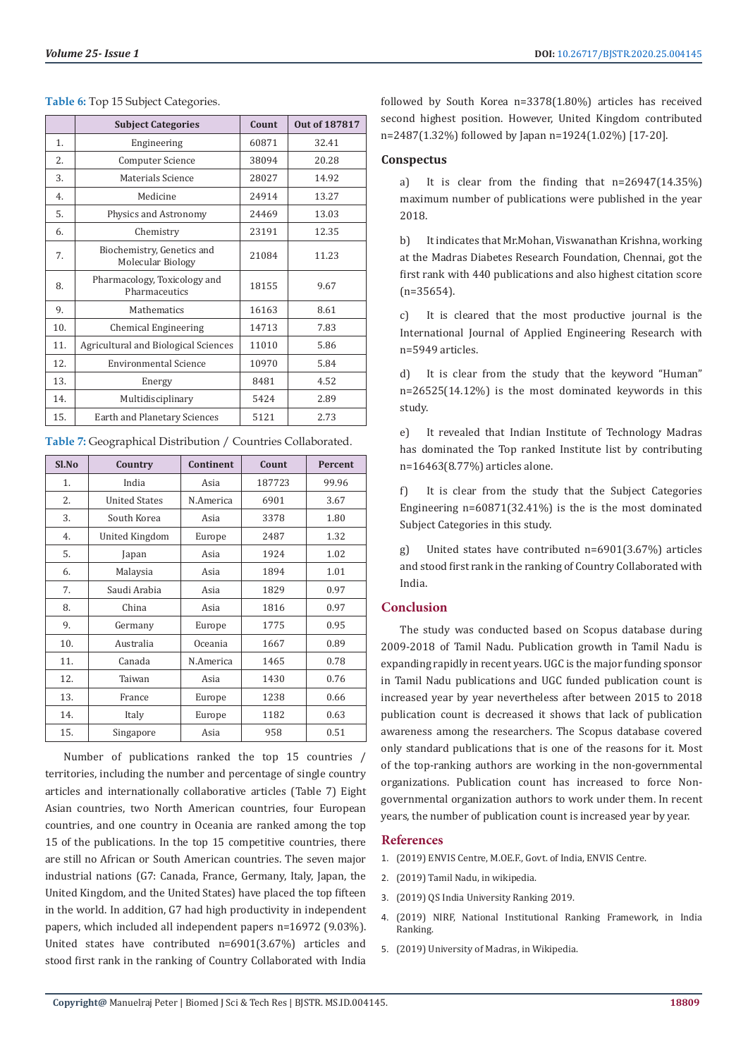**Table 6:** Top 15 Subject Categories.

| | Subject Categories | Count | Out of 187817 |
|---|---|---|---|
| 1. | Engineering | 60871 | 32.41 |
| 2. | Computer Science | 38094 | 20.28 |
| 3. | Materials Science | 28027 | 14.92 |
| 4. | Medicine | 24914 | 13.27 |
| 5. | Physics and Astronomy | 24469 | 13.03 |
| 6. | Chemistry | 23191 | 12.35 |
| 7. | Biochemistry, Genetics and Molecular Biology | 21084 | 11.23 |
| 8. | Pharmacology, Toxicology and Pharmaceutics | 18155 | 9.67 |
| 9. | Mathematics | 16163 | 8.61 |
| 10. | Chemical Engineering | 14713 | 7.83 |
| 11. | Agricultural and Biological Sciences | 11010 | 5.86 |
| 12. | Environmental Science | 10970 | 5.84 |
| 13. | Energy | 8481 | 4.52 |
| 14. | Multidisciplinary | 5424 | 2.89 |
| 15. | Earth and Planetary Sciences | 5121 | 2.73 |

**Table 7:** Geographical Distribution / Countries Collaborated.

| Sl.No | Country | Continent | Count | Percent |
|---|---|---|---|---|
| 1. | India | Asia | 187723 | 99.96 |
| 2. | United States | N.America | 6901 | 3.67 |
| 3. | South Korea | Asia | 3378 | 1.80 |
| 4. | United Kingdom | Europe | 2487 | 1.32 |
| 5. | Japan | Asia | 1924 | 1.02 |
| 6. | Malaysia | Asia | 1894 | 1.01 |
| 7. | Saudi Arabia | Asia | 1829 | 0.97 |
| 8. | China | Asia | 1816 | 0.97 |
| 9. | Germany | Europe | 1775 | 0.95 |
| 10. | Australia | Oceania | 1667 | 0.89 |
| 11. | Canada | N.America | 1465 | 0.78 |
| 12. | Taiwan | Asia | 1430 | 0.76 |
| 13. | France | Europe | 1238 | 0.66 |
| 14. | Italy | Europe | 1182 | 0.63 |
| 15. | Singapore | Asia | 958 | 0.51 |

Number of publications ranked the top 15 countries / territories, including the number and percentage of single country articles and internationally collaborative articles (Table 7) Eight Asian countries, two North American countries, four European countries, and one country in Oceania are ranked among the top 15 of the publications. In the top 15 competitive countries, there are still no African or South American countries. The seven major industrial nations (G7: Canada, France, Germany, Italy, Japan, the United Kingdom, and the United States) have placed the top fifteen in the world. In addition, G7 had high productivity in independent papers, which included all independent papers n=16972 (9.03%). United states have contributed n=6901(3.67%) articles and stood first rank in the ranking of Country Collaborated with India followed by South Korea n=3378(1.80%) articles has received second highest position. However, United Kingdom contributed n=2487(1.32%) followed by Japan n=1924(1.02%) [17-20].

## Conspectus

a) It is clear from the finding that n=26947(14.35%) maximum number of publications were published in the year 2018.

b) It indicates that Mr.Mohan, Viswanathan Krishna, working at the Madras Diabetes Research Foundation, Chennai, got the first rank with 440 publications and also highest citation score (n=35654).

c) It is cleared that the most productive journal is the International Journal of Applied Engineering Research with n=5949 articles.

d) It is clear from the study that the keyword "Human" n=26525(14.12%) is the most dominated keywords in this study.

e) It revealed that Indian Institute of Technology Madras has dominated the Top ranked Institute list by contributing n=16463(8.77%) articles alone.

f) It is clear from the study that the Subject Categories Engineering n=60871(32.41%) is the is the most dominated Subject Categories in this study.

g) United states have contributed n=6901(3.67%) articles and stood first rank in the ranking of Country Collaborated with India.

## Conclusion

The study was conducted based on Scopus database during 2009-2018 of Tamil Nadu. Publication growth in Tamil Nadu is expanding rapidly in recent years. UGC is the major funding sponsor in Tamil Nadu publications and UGC funded publication count is increased year by year nevertheless after between 2015 to 2018 publication count is decreased it shows that lack of publication awareness among the researchers. The Scopus database covered only standard publications that is one of the reasons for it. Most of the top-ranking authors are working in the non-governmental organizations. Publication count has increased to force Non-governmental organization authors to work under them. In recent years, the number of publication count is increased year by year.

## References

1. (2019) ENVIS Centre, M.O.E.F., Govt. of India, ENVIS Centre.
2. (2019) Tamil Nadu, in wikipedia.
3. (2019) QS India University Ranking 2019.
4. (2019) NIRF, National Institutional Ranking Framework, in India Ranking.
5. (2019) University of Madras, in Wikipedia.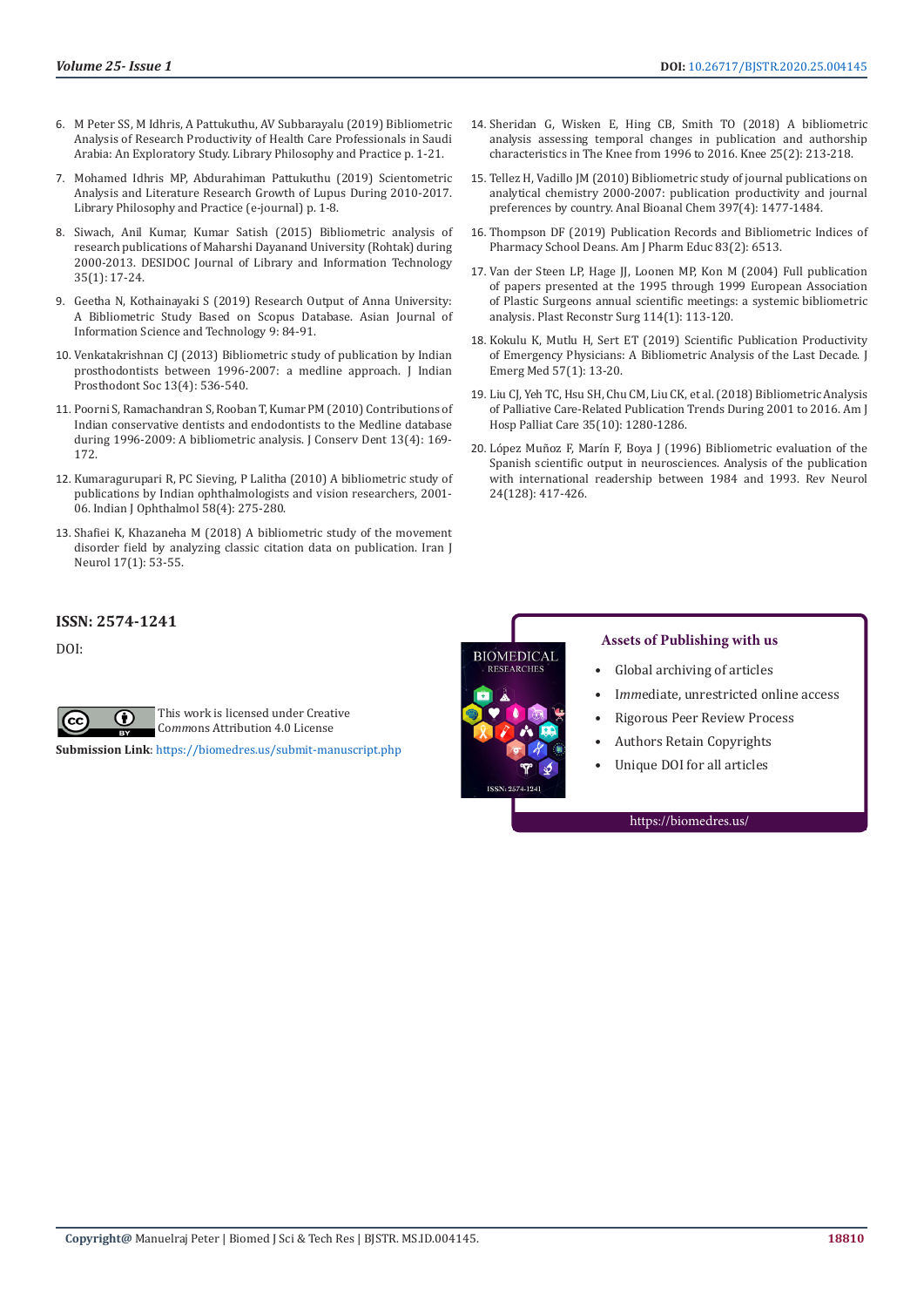6. M Peter SS, M Idhris, A Pattukuthu, AV Subbarayalu (2019) Bibliometric Analysis of Research Productivity of Health Care Professionals in Saudi Arabia: An Exploratory Study. Library Philosophy and Practice p. 1-21.
7. Mohamed Idhris MP, Abdurahiman Pattukuthu (2019) Scientometric Analysis and Literature Research Growth of Lupus During 2010-2017. Library Philosophy and Practice (e-journal) p. 1-8.
8. Siwach, Anil Kumar, Kumar Satish (2015) Bibliometric analysis of research publications of Maharshi Dayanand University (Rohtak) during 2000-2013. DESIDOC Journal of Library and Information Technology 35(1): 17-24.
9. Geetha N, Kothainayaki S (2019) Research Output of Anna University: A Bibliometric Study Based on Scopus Database. Asian Journal of Information Science and Technology 9: 84-91.
10. Venkatakrishnan CJ (2013) Bibliometric study of publication by Indian prosthodontists between 1996-2007: a medline approach. J Indian Prosthodont Soc 13(4): 536-540.
11. Poorni S, Ramachandran S, Rooban T, Kumar PM (2010) Contributions of Indian conservative dentists and endodontists to the Medline database during 1996-2009: A bibliometric analysis. J Conserv Dent 13(4): 169-172.
12. Kumaragurupari R, PC Sieving, P Lalitha (2010) A bibliometric study of publications by Indian ophthalmologists and vision researchers, 2001-06. Indian J Ophthalmol 58(4): 275-280.
13. Shafiei K, Khazaneha M (2018) A bibliometric study of the movement disorder field by analyzing classic citation data on publication. Iran J Neurol 17(1): 53-55.
14. Sheridan G, Wisken E, Hing CB, Smith TO (2018) A bibliometric analysis assessing temporal changes in publication and authorship characteristics in The Knee from 1996 to 2016. Knee 25(2): 213-218.
15. Tellez H, Vadillo JM (2010) Bibliometric study of journal publications on analytical chemistry 2000-2007: publication productivity and journal preferences by country. Anal Bioanal Chem 397(4): 1477-1484.
16. Thompson DF (2019) Publication Records and Bibliometric Indices of Pharmacy School Deans. Am J Pharm Educ 83(2): 6513.
17. Van der Steen LP, Hage JJ, Loonen MP, Kon M (2004) Full publication of papers presented at the 1995 through 1999 European Association of Plastic Surgeons annual scientific meetings: a systemic bibliometric analysis. Plast Reconstr Surg 114(1): 113-120.
18. Kokulu K, Mutlu H, Sert ET (2019) Scientific Publication Productivity of Emergency Physicians: A Bibliometric Analysis of the Last Decade. J Emerg Med 57(1): 13-20.
19. Liu CJ, Yeh TC, Hsu SH, Chu CM, Liu CK, et al. (2018) Bibliometric Analysis of Palliative Care-Related Publication Trends During 2001 to 2016. Am J Hosp Palliat Care 35(10): 1280-1286.
20. López Muñoz F, Marín F, Boya J (1996) Bibliometric evaluation of the Spanish scientific output in neurosciences. Analysis of the publication with international readership between 1984 and 1993. Rev Neurol 24(128): 417-426.

**ISSN: 2574-1241**

DOI:

This work is licensed under Creative Commons Attribution 4.0 License

**Submission Link**: https://biomedres.us/submit-manuscript.php

**Assets of Publishing with us**

- Global archiving of articles
- Immediate, unrestricted online access
- Rigorous Peer Review Process
- Authors Retain Copyrights
- Unique DOI for all articles

https://biomedres.us/